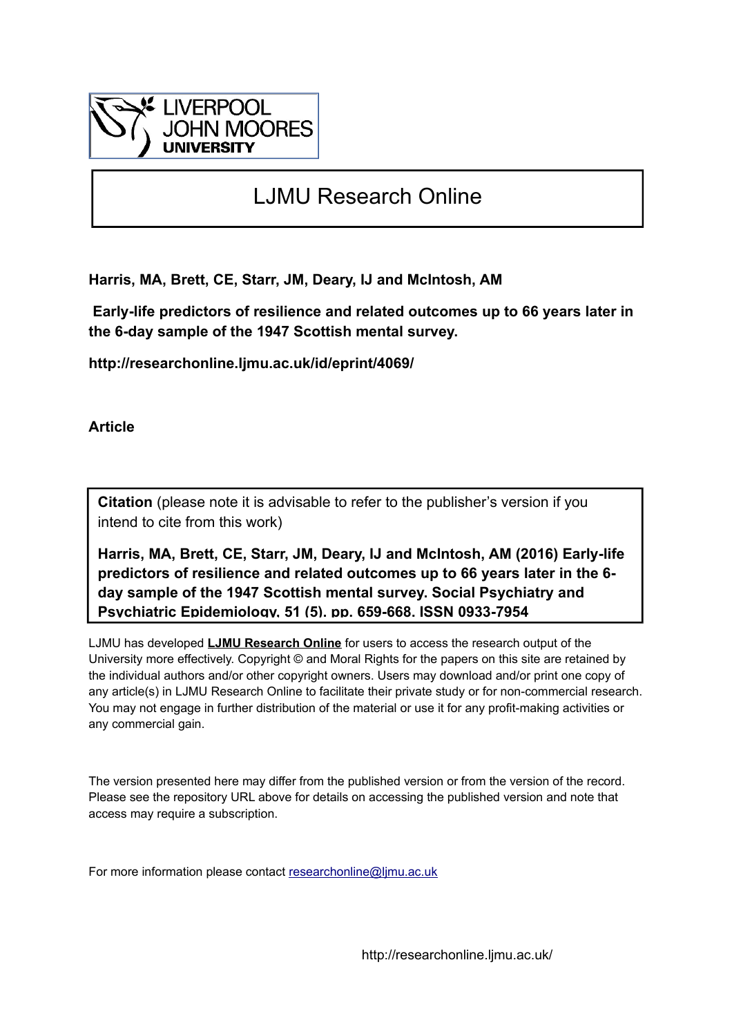LIVERPOOL JOHN MOORES UNIVERSITY

# LJMU Research Online

**Harris, MA, Brett, CE, Starr, JM, Deary, IJ and McIntosh, AM**

**Early-life predictors of resilience and related outcomes up to 66 years later in the 6-day sample of the 1947 Scottish mental survey.**

**http://researchonline.ljmu.ac.uk/id/eprint/4069/**

**Article**

**Citation** (please note it is advisable to refer to the publisher's version if you intend to cite from this work)

**Harris, MA, Brett, CE, Starr, JM, Deary, IJ and McIntosh, AM (2016) Early-life predictors of resilience and related outcomes up to 66 years later in the 6-day sample of the 1947 Scottish mental survey. Social Psychiatry and Psychiatric Epidemiology, 51 (5). pp. 659-668. ISSN 0933-7954**

LJMU has developed **LJMU Research Online** for users to access the research output of the University more effectively. Copyright © and Moral Rights for the papers on this site are retained by the individual authors and/or other copyright owners. Users may download and/or print one copy of any article(s) in LJMU Research Online to facilitate their private study or for non-commercial research. You may not engage in further distribution of the material or use it for any profit-making activities or any commercial gain.

The version presented here may differ from the published version or from the version of the record. Please see the repository URL above for details on accessing the published version and note that access may require a subscription.

For more information please contact researchonline@ljmu.ac.uk

http://researchonline.ljmu.ac.uk/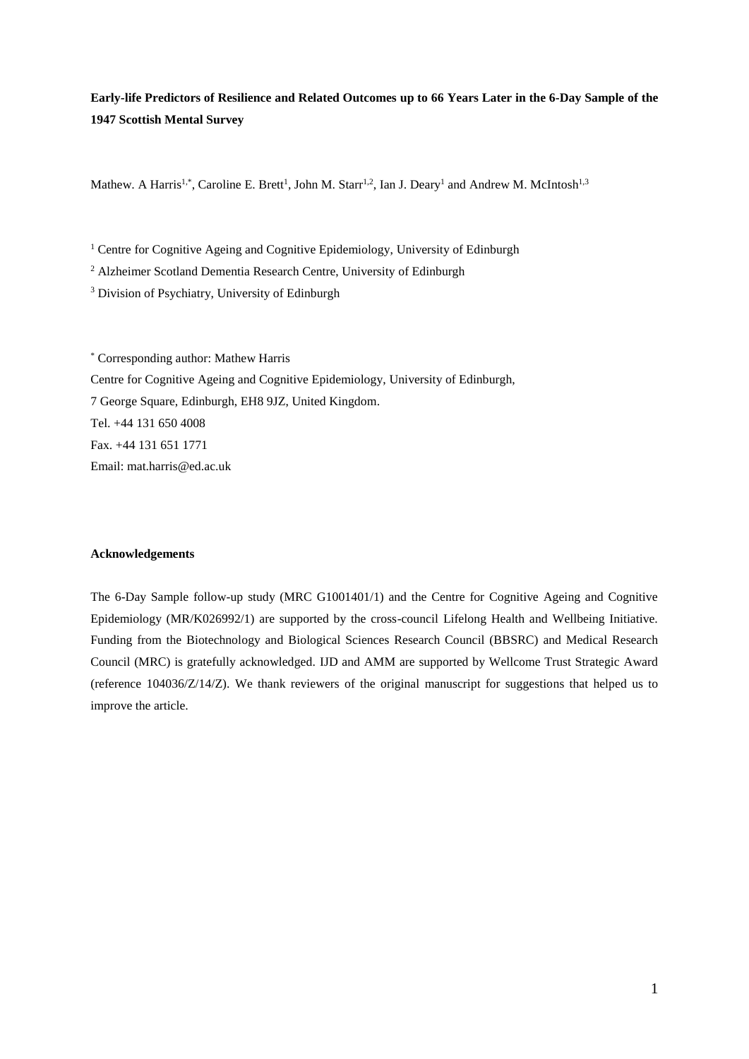**Early-life Predictors of Resilience and Related Outcomes up to 66 Years Later in the 6-Day Sample of the 1947 Scottish Mental Survey**

Mathew. A Harris[1,*], Caroline E. Brett[1], John M. Starr[1,2], Ian J. Deary[1] and Andrew M. McIntosh[1,3]

[1] Centre for Cognitive Ageing and Cognitive Epidemiology, University of Edinburgh

[2] Alzheimer Scotland Dementia Research Centre, University of Edinburgh

[3] Division of Psychiatry, University of Edinburgh

[*] Corresponding author: Mathew Harris
Centre for Cognitive Ageing and Cognitive Epidemiology, University of Edinburgh,
7 George Square, Edinburgh, EH8 9JZ, United Kingdom.
Tel. +44 131 650 4008
Fax. +44 131 651 1771
Email: mat.harris@ed.ac.uk

**Acknowledgements**

The 6-Day Sample follow-up study (MRC G1001401/1) and the Centre for Cognitive Ageing and Cognitive Epidemiology (MR/K026992/1) are supported by the cross-council Lifelong Health and Wellbeing Initiative. Funding from the Biotechnology and Biological Sciences Research Council (BBSRC) and Medical Research Council (MRC) is gratefully acknowledged. IJD and AMM are supported by Wellcome Trust Strategic Award (reference 104036/Z/14/Z). We thank reviewers of the original manuscript for suggestions that helped us to improve the article.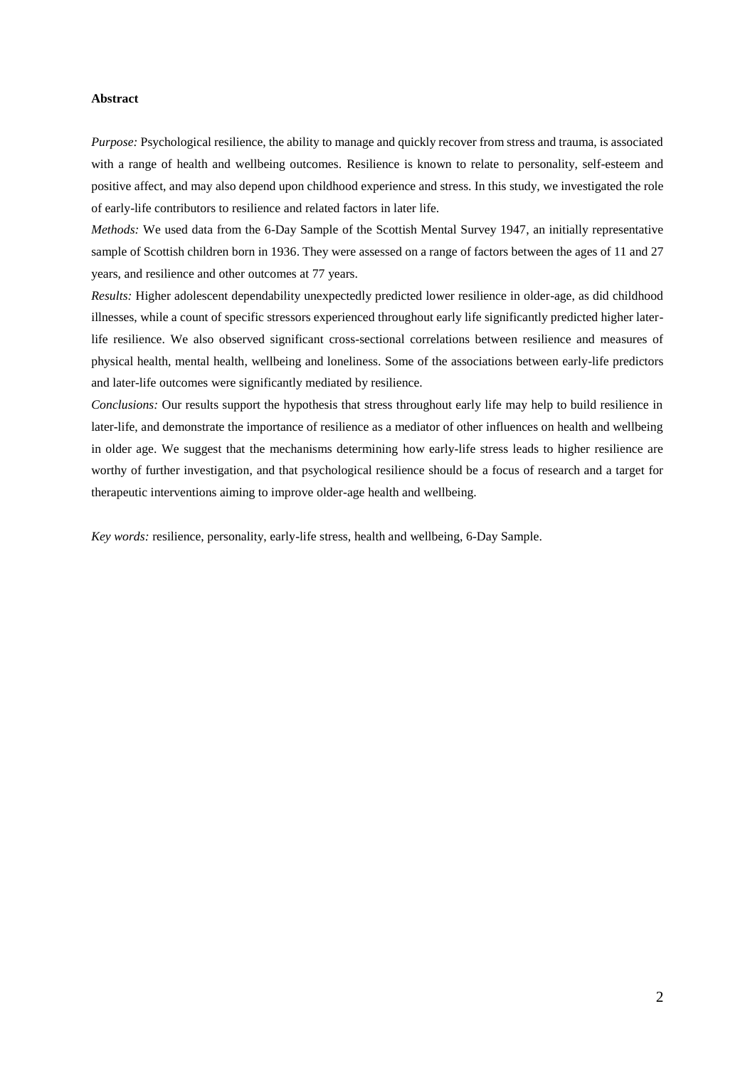**Abstract**

*Purpose:* Psychological resilience, the ability to manage and quickly recover from stress and trauma, is associated with a range of health and wellbeing outcomes. Resilience is known to relate to personality, self-esteem and positive affect, and may also depend upon childhood experience and stress. In this study, we investigated the role of early-life contributors to resilience and related factors in later life.

*Methods:* We used data from the 6-Day Sample of the Scottish Mental Survey 1947, an initially representative sample of Scottish children born in 1936. They were assessed on a range of factors between the ages of 11 and 27 years, and resilience and other outcomes at 77 years.

*Results:* Higher adolescent dependability unexpectedly predicted lower resilience in older-age, as did childhood illnesses, while a count of specific stressors experienced throughout early life significantly predicted higher later-life resilience. We also observed significant cross-sectional correlations between resilience and measures of physical health, mental health, wellbeing and loneliness. Some of the associations between early-life predictors and later-life outcomes were significantly mediated by resilience.

*Conclusions:* Our results support the hypothesis that stress throughout early life may help to build resilience in later-life, and demonstrate the importance of resilience as a mediator of other influences on health and wellbeing in older age. We suggest that the mechanisms determining how early-life stress leads to higher resilience are worthy of further investigation, and that psychological resilience should be a focus of research and a target for therapeutic interventions aiming to improve older-age health and wellbeing.

*Key words:* resilience, personality, early-life stress, health and wellbeing, 6-Day Sample.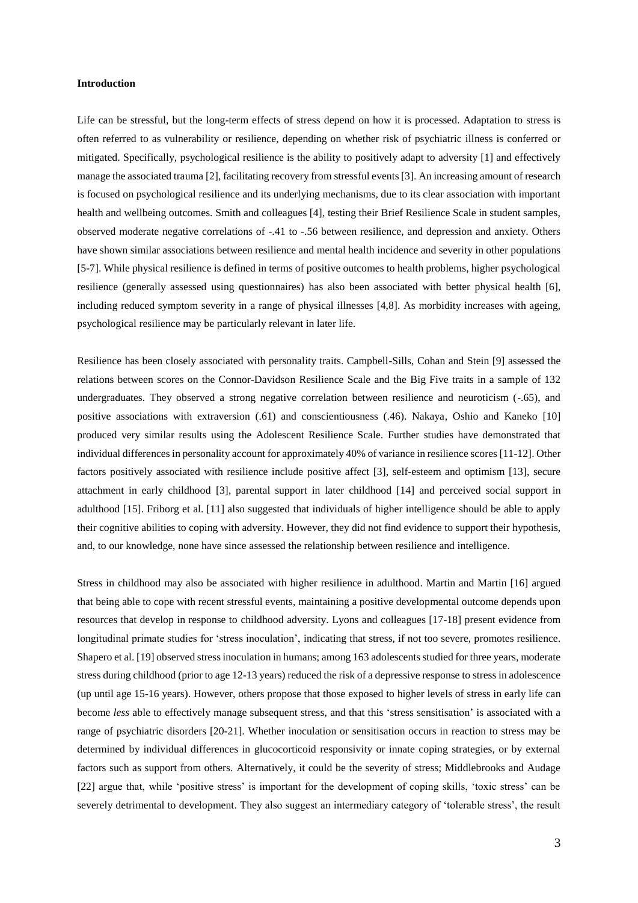**Introduction**

Life can be stressful, but the long-term effects of stress depend on how it is processed. Adaptation to stress is often referred to as vulnerability or resilience, depending on whether risk of psychiatric illness is conferred or mitigated. Specifically, psychological resilience is the ability to positively adapt to adversity [1] and effectively manage the associated trauma [2], facilitating recovery from stressful events [3]. An increasing amount of research is focused on psychological resilience and its underlying mechanisms, due to its clear association with important health and wellbeing outcomes. Smith and colleagues [4], testing their Brief Resilience Scale in student samples, observed moderate negative correlations of -.41 to -.56 between resilience, and depression and anxiety. Others have shown similar associations between resilience and mental health incidence and severity in other populations [5-7]. While physical resilience is defined in terms of positive outcomes to health problems, higher psychological resilience (generally assessed using questionnaires) has also been associated with better physical health [6], including reduced symptom severity in a range of physical illnesses [4,8]. As morbidity increases with ageing, psychological resilience may be particularly relevant in later life.

Resilience has been closely associated with personality traits. Campbell-Sills, Cohan and Stein [9] assessed the relations between scores on the Connor-Davidson Resilience Scale and the Big Five traits in a sample of 132 undergraduates. They observed a strong negative correlation between resilience and neuroticism (-.65), and positive associations with extraversion (.61) and conscientiousness (.46). Nakaya, Oshio and Kaneko [10] produced very similar results using the Adolescent Resilience Scale. Further studies have demonstrated that individual differences in personality account for approximately 40% of variance in resilience scores [11-12]. Other factors positively associated with resilience include positive affect [3], self-esteem and optimism [13], secure attachment in early childhood [3], parental support in later childhood [14] and perceived social support in adulthood [15]. Friborg et al. [11] also suggested that individuals of higher intelligence should be able to apply their cognitive abilities to coping with adversity. However, they did not find evidence to support their hypothesis, and, to our knowledge, none have since assessed the relationship between resilience and intelligence.

Stress in childhood may also be associated with higher resilience in adulthood. Martin and Martin [16] argued that being able to cope with recent stressful events, maintaining a positive developmental outcome depends upon resources that develop in response to childhood adversity. Lyons and colleagues [17-18] present evidence from longitudinal primate studies for 'stress inoculation', indicating that stress, if not too severe, promotes resilience. Shapero et al. [19] observed stress inoculation in humans; among 163 adolescents studied for three years, moderate stress during childhood (prior to age 12-13 years) reduced the risk of a depressive response to stress in adolescence (up until age 15-16 years). However, others propose that those exposed to higher levels of stress in early life can become *less* able to effectively manage subsequent stress, and that this 'stress sensitisation' is associated with a range of psychiatric disorders [20-21]. Whether inoculation or sensitisation occurs in reaction to stress may be determined by individual differences in glucocorticoid responsivity or innate coping strategies, or by external factors such as support from others. Alternatively, it could be the severity of stress; Middlebrooks and Audage [22] argue that, while 'positive stress' is important for the development of coping skills, 'toxic stress' can be severely detrimental to development. They also suggest an intermediary category of 'tolerable stress', the result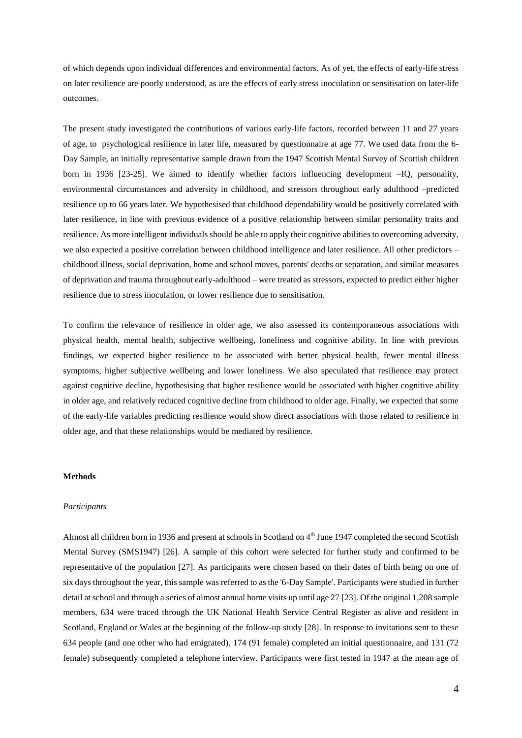of which depends upon individual differences and environmental factors. As of yet, the effects of early-life stress on later resilience are poorly understood, as are the effects of early stress inoculation or sensitisation on later-life outcomes.

The present study investigated the contributions of various early-life factors, recorded between 11 and 27 years of age, to psychological resilience in later life, measured by questionnaire at age 77. We used data from the 6-Day Sample, an initially representative sample drawn from the 1947 Scottish Mental Survey of Scottish children born in 1936 [23-25]. We aimed to identify whether factors influencing development –IQ, personality, environmental circumstances and adversity in childhood, and stressors throughout early adulthood –predicted resilience up to 66 years later. We hypothesised that childhood dependability would be positively correlated with later resilience, in line with previous evidence of a positive relationship between similar personality traits and resilience. As more intelligent individuals should be able to apply their cognitive abilities to overcoming adversity, we also expected a positive correlation between childhood intelligence and later resilience. All other predictors – childhood illness, social deprivation, home and school moves, parents' deaths or separation, and similar measures of deprivation and trauma throughout early-adulthood – were treated as stressors, expected to predict either higher resilience due to stress inoculation, or lower resilience due to sensitisation.

To confirm the relevance of resilience in older age, we also assessed its contemporaneous associations with physical health, mental health, subjective wellbeing, loneliness and cognitive ability. In line with previous findings, we expected higher resilience to be associated with better physical health, fewer mental illness symptoms, higher subjective wellbeing and lower loneliness. We also speculated that resilience may protect against cognitive decline, hypothesising that higher resilience would be associated with higher cognitive ability in older age, and relatively reduced cognitive decline from childhood to older age. Finally, we expected that some of the early-life variables predicting resilience would show direct associations with those related to resilience in older age, and that these relationships would be mediated by resilience.

## Methods

### *Participants*

Almost all children born in 1936 and present at schools in Scotland on 4th June 1947 completed the second Scottish Mental Survey (SMS1947) [26]. A sample of this cohort were selected for further study and confirmed to be representative of the population [27]. As participants were chosen based on their dates of birth being on one of six days throughout the year, this sample was referred to as the '6-Day Sample'. Participants were studied in further detail at school and through a series of almost annual home visits up until age 27 [23]. Of the original 1,208 sample members, 634 were traced through the UK National Health Service Central Register as alive and resident in Scotland, England or Wales at the beginning of the follow-up study [28]. In response to invitations sent to these 634 people (and one other who had emigrated), 174 (91 female) completed an initial questionnaire, and 131 (72 female) subsequently completed a telephone interview. Participants were first tested in 1947 at the mean age of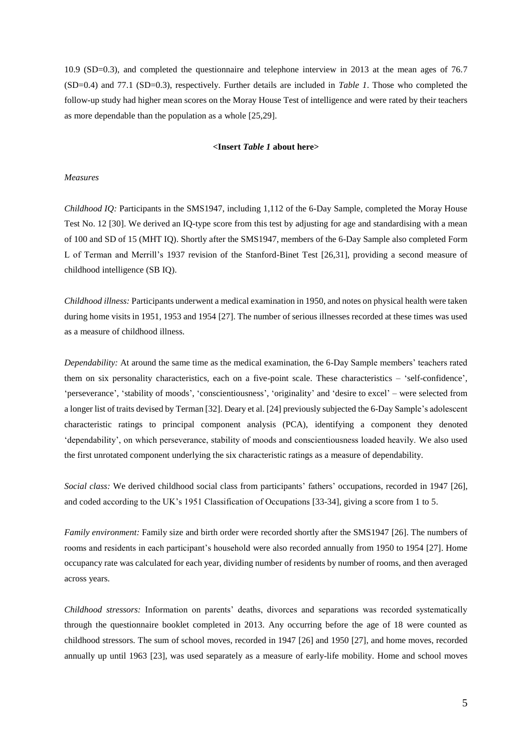10.9 (SD=0.3), and completed the questionnaire and telephone interview in 2013 at the mean ages of 76.7 (SD=0.4) and 77.1 (SD=0.3), respectively. Further details are included in *Table 1*. Those who completed the follow-up study had higher mean scores on the Moray House Test of intelligence and were rated by their teachers as more dependable than the population as a whole [25,29].

**<Insert *Table 1* about here>**

*Measures*

*Childhood IQ:* Participants in the SMS1947, including 1,112 of the 6-Day Sample, completed the Moray House Test No. 12 [30]. We derived an IQ-type score from this test by adjusting for age and standardising with a mean of 100 and SD of 15 (MHT IQ). Shortly after the SMS1947, members of the 6-Day Sample also completed Form L of Terman and Merrill's 1937 revision of the Stanford-Binet Test [26,31], providing a second measure of childhood intelligence (SB IQ).

*Childhood illness:* Participants underwent a medical examination in 1950, and notes on physical health were taken during home visits in 1951, 1953 and 1954 [27]. The number of serious illnesses recorded at these times was used as a measure of childhood illness.

*Dependability:* At around the same time as the medical examination, the 6-Day Sample members' teachers rated them on six personality characteristics, each on a five-point scale. These characteristics – 'self-confidence', 'perseverance', 'stability of moods', 'conscientiousness', 'originality' and 'desire to excel' – were selected from a longer list of traits devised by Terman [32]. Deary et al. [24] previously subjected the 6-Day Sample's adolescent characteristic ratings to principal component analysis (PCA), identifying a component they denoted 'dependability', on which perseverance, stability of moods and conscientiousness loaded heavily. We also used the first unrotated component underlying the six characteristic ratings as a measure of dependability.

*Social class:* We derived childhood social class from participants' fathers' occupations, recorded in 1947 [26], and coded according to the UK's 1951 Classification of Occupations [33-34], giving a score from 1 to 5.

*Family environment:* Family size and birth order were recorded shortly after the SMS1947 [26]. The numbers of rooms and residents in each participant's household were also recorded annually from 1950 to 1954 [27]. Home occupancy rate was calculated for each year, dividing number of residents by number of rooms, and then averaged across years.

*Childhood stressors:* Information on parents' deaths, divorces and separations was recorded systematically through the questionnaire booklet completed in 2013. Any occurring before the age of 18 were counted as childhood stressors. The sum of school moves, recorded in 1947 [26] and 1950 [27], and home moves, recorded annually up until 1963 [23], was used separately as a measure of early-life mobility. Home and school moves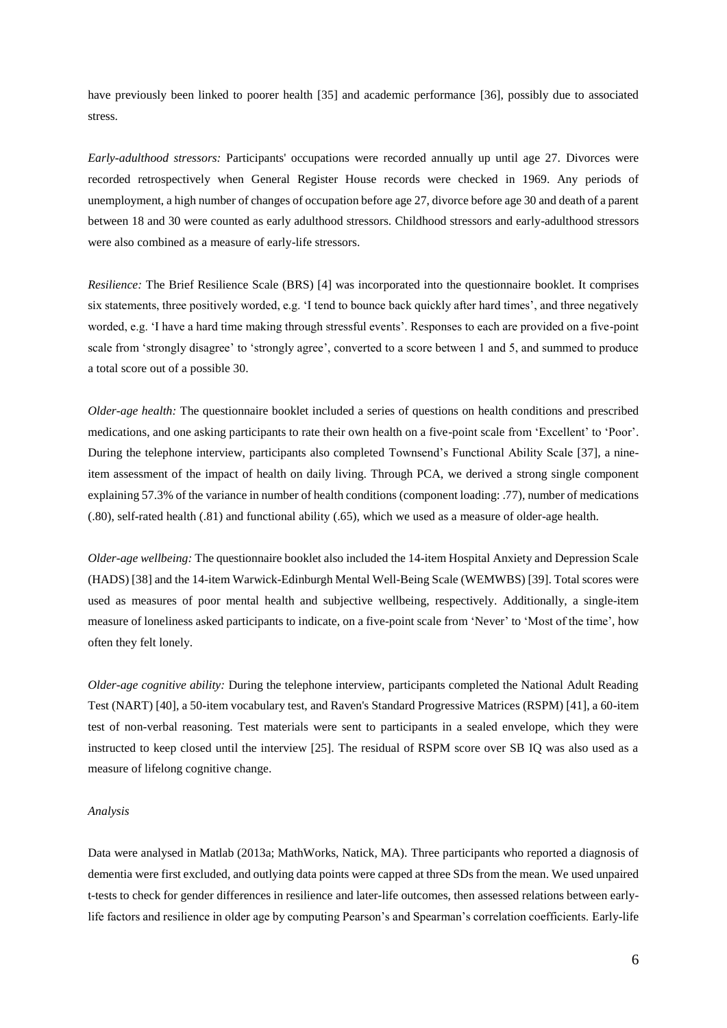have previously been linked to poorer health [35] and academic performance [36], possibly due to associated stress.

*Early-adulthood stressors:* Participants' occupations were recorded annually up until age 27. Divorces were recorded retrospectively when General Register House records were checked in 1969. Any periods of unemployment, a high number of changes of occupation before age 27, divorce before age 30 and death of a parent between 18 and 30 were counted as early adulthood stressors. Childhood stressors and early-adulthood stressors were also combined as a measure of early-life stressors.

*Resilience:* The Brief Resilience Scale (BRS) [4] was incorporated into the questionnaire booklet. It comprises six statements, three positively worded, e.g. 'I tend to bounce back quickly after hard times', and three negatively worded, e.g. 'I have a hard time making through stressful events'. Responses to each are provided on a five-point scale from 'strongly disagree' to 'strongly agree', converted to a score between 1 and 5, and summed to produce a total score out of a possible 30.

*Older-age health:* The questionnaire booklet included a series of questions on health conditions and prescribed medications, and one asking participants to rate their own health on a five-point scale from 'Excellent' to 'Poor'. During the telephone interview, participants also completed Townsend's Functional Ability Scale [37], a nine-item assessment of the impact of health on daily living. Through PCA, we derived a strong single component explaining 57.3% of the variance in number of health conditions (component loading: .77), number of medications (.80), self-rated health (.81) and functional ability (.65), which we used as a measure of older-age health.

*Older-age wellbeing:* The questionnaire booklet also included the 14-item Hospital Anxiety and Depression Scale (HADS) [38] and the 14-item Warwick-Edinburgh Mental Well-Being Scale (WEMWBS) [39]. Total scores were used as measures of poor mental health and subjective wellbeing, respectively. Additionally, a single-item measure of loneliness asked participants to indicate, on a five-point scale from 'Never' to 'Most of the time', how often they felt lonely.

*Older-age cognitive ability:* During the telephone interview, participants completed the National Adult Reading Test (NART) [40], a 50-item vocabulary test, and Raven's Standard Progressive Matrices (RSPM) [41], a 60-item test of non-verbal reasoning. Test materials were sent to participants in a sealed envelope, which they were instructed to keep closed until the interview [25]. The residual of RSPM score over SB IQ was also used as a measure of lifelong cognitive change.

*Analysis*

Data were analysed in Matlab (2013a; MathWorks, Natick, MA). Three participants who reported a diagnosis of dementia were first excluded, and outlying data points were capped at three SDs from the mean. We used unpaired t-tests to check for gender differences in resilience and later-life outcomes, then assessed relations between early-life factors and resilience in older age by computing Pearson's and Spearman's correlation coefficients. Early-life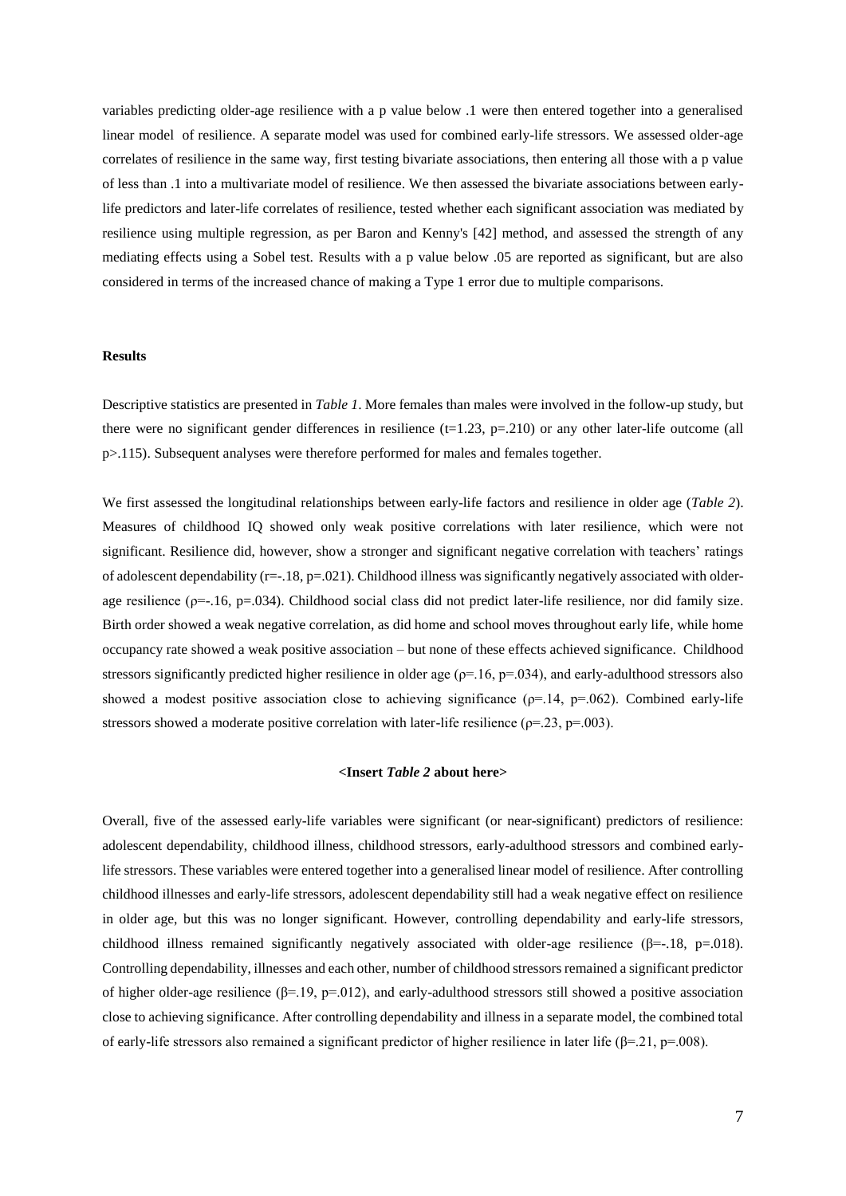variables predicting older-age resilience with a p value below .1 were then entered together into a generalised linear model of resilience. A separate model was used for combined early-life stressors. We assessed older-age correlates of resilience in the same way, first testing bivariate associations, then entering all those with a p value of less than .1 into a multivariate model of resilience. We then assessed the bivariate associations between early-life predictors and later-life correlates of resilience, tested whether each significant association was mediated by resilience using multiple regression, as per Baron and Kenny's [42] method, and assessed the strength of any mediating effects using a Sobel test. Results with a p value below .05 are reported as significant, but are also considered in terms of the increased chance of making a Type 1 error due to multiple comparisons.

**Results**

Descriptive statistics are presented in *Table 1*. More females than males were involved in the follow-up study, but there were no significant gender differences in resilience ($t=1.23$, $p=.210$) or any other later-life outcome (all $p>.115$). Subsequent analyses were therefore performed for males and females together.

We first assessed the longitudinal relationships between early-life factors and resilience in older age (*Table 2*). Measures of childhood IQ showed only weak positive correlations with later resilience, which were not significant. Resilience did, however, show a stronger and significant negative correlation with teachers' ratings of adolescent dependability ($r=-.18$, $p=.021$). Childhood illness was significantly negatively associated with older-age resilience ($\rho=-.16$, $p=.034$). Childhood social class did not predict later-life resilience, nor did family size. Birth order showed a weak negative correlation, as did home and school moves throughout early life, while home occupancy rate showed a weak positive association – but none of these effects achieved significance. Childhood stressors significantly predicted higher resilience in older age ($\rho=.16$, $p=.034$), and early-adulthood stressors also showed a modest positive association close to achieving significance ($\rho=.14$, $p=.062$). Combined early-life stressors showed a moderate positive correlation with later-life resilience ($\rho=.23$, $p=.003$).

**<Insert *Table 2* about here>**

Overall, five of the assessed early-life variables were significant (or near-significant) predictors of resilience: adolescent dependability, childhood illness, childhood stressors, early-adulthood stressors and combined early-life stressors. These variables were entered together into a generalised linear model of resilience. After controlling childhood illnesses and early-life stressors, adolescent dependability still had a weak negative effect on resilience in older age, but this was no longer significant. However, controlling dependability and early-life stressors, childhood illness remained significantly negatively associated with older-age resilience ($\beta=-.18$, $p=.018$). Controlling dependability, illnesses and each other, number of childhood stressors remained a significant predictor of higher older-age resilience ($\beta=.19$, $p=.012$), and early-adulthood stressors still showed a positive association close to achieving significance. After controlling dependability and illness in a separate model, the combined total of early-life stressors also remained a significant predictor of higher resilience in later life ($\beta=.21$, $p=.008$).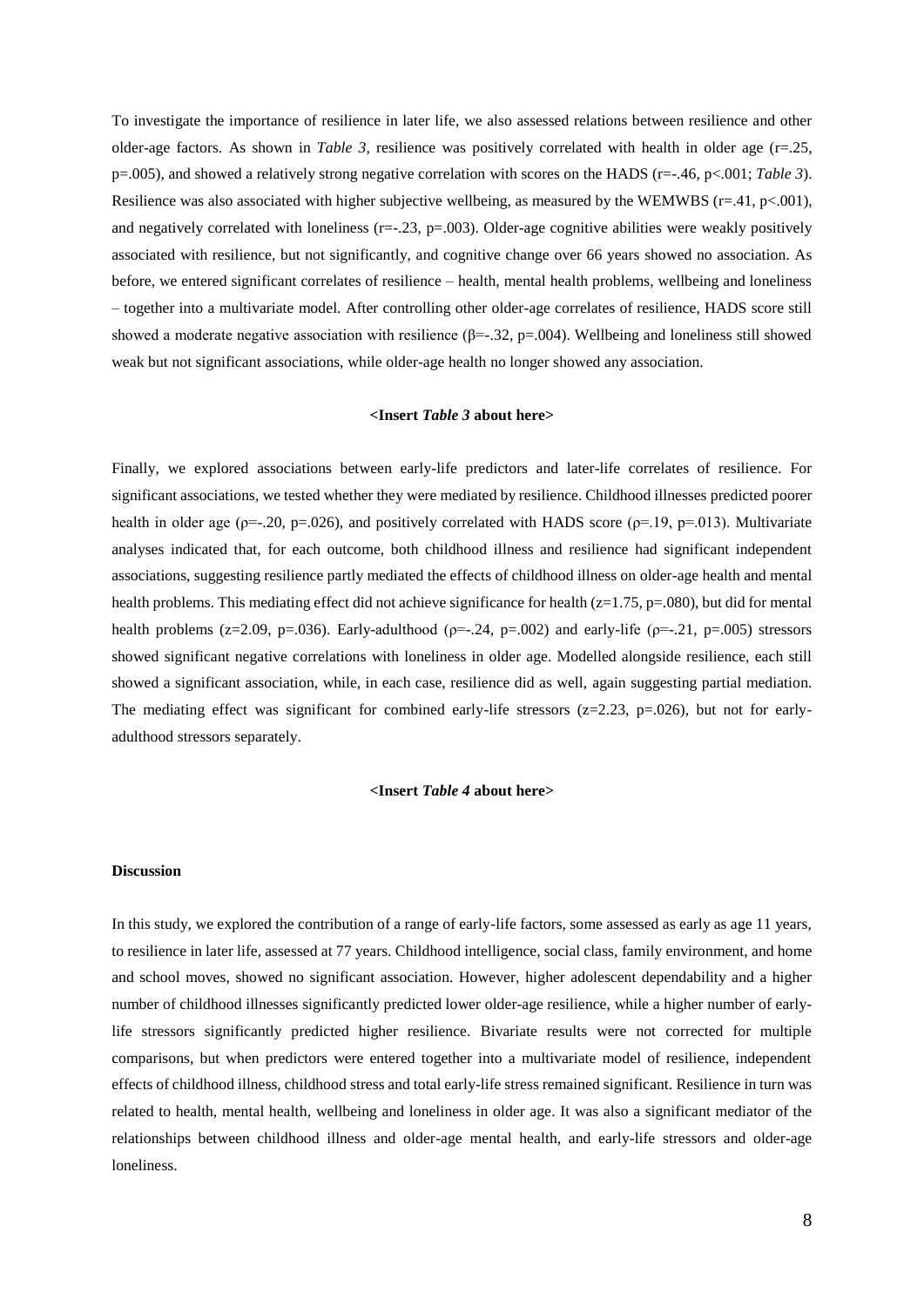To investigate the importance of resilience in later life, we also assessed relations between resilience and other older-age factors. As shown in *Table 3*, resilience was positively correlated with health in older age ($r=.25$, $p=.005$), and showed a relatively strong negative correlation with scores on the HADS ($r=-.46$, $p<.001$; *Table 3*). Resilience was also associated with higher subjective wellbeing, as measured by the WEMWBS ($r=.41$, $p<.001$), and negatively correlated with loneliness ($r=-.23$, $p=.003$). Older-age cognitive abilities were weakly positively associated with resilience, but not significantly, and cognitive change over 66 years showed no association. As before, we entered significant correlates of resilience – health, mental health problems, wellbeing and loneliness – together into a multivariate model. After controlling other older-age correlates of resilience, HADS score still showed a moderate negative association with resilience ($\beta=-.32$, $p=.004$). Wellbeing and loneliness still showed weak but not significant associations, while older-age health no longer showed any association.

**<Insert *Table 3* about here>**

Finally, we explored associations between early-life predictors and later-life correlates of resilience. For significant associations, we tested whether they were mediated by resilience. Childhood illnesses predicted poorer health in older age ($\rho=-.20$, $p=.026$), and positively correlated with HADS score ($\rho=.19$, $p=.013$). Multivariate analyses indicated that, for each outcome, both childhood illness and resilience had significant independent associations, suggesting resilience partly mediated the effects of childhood illness on older-age health and mental health problems. This mediating effect did not achieve significance for health ($z=1.75$, $p=.080$), but did for mental health problems ($z=2.09$, $p=.036$). Early-adulthood ($\rho=-.24$, $p=.002$) and early-life ($\rho=-.21$, $p=.005$) stressors showed significant negative correlations with loneliness in older age. Modelled alongside resilience, each still showed a significant association, while, in each case, resilience did as well, again suggesting partial mediation. The mediating effect was significant for combined early-life stressors ($z=2.23$, $p=.026$), but not for early-adulthood stressors separately.

**<Insert *Table 4* about here>**

**Discussion**

In this study, we explored the contribution of a range of early-life factors, some assessed as early as age 11 years, to resilience in later life, assessed at 77 years. Childhood intelligence, social class, family environment, and home and school moves, showed no significant association. However, higher adolescent dependability and a higher number of childhood illnesses significantly predicted lower older-age resilience, while a higher number of early-life stressors significantly predicted higher resilience. Bivariate results were not corrected for multiple comparisons, but when predictors were entered together into a multivariate model of resilience, independent effects of childhood illness, childhood stress and total early-life stress remained significant. Resilience in turn was related to health, mental health, wellbeing and loneliness in older age. It was also a significant mediator of the relationships between childhood illness and older-age mental health, and early-life stressors and older-age loneliness.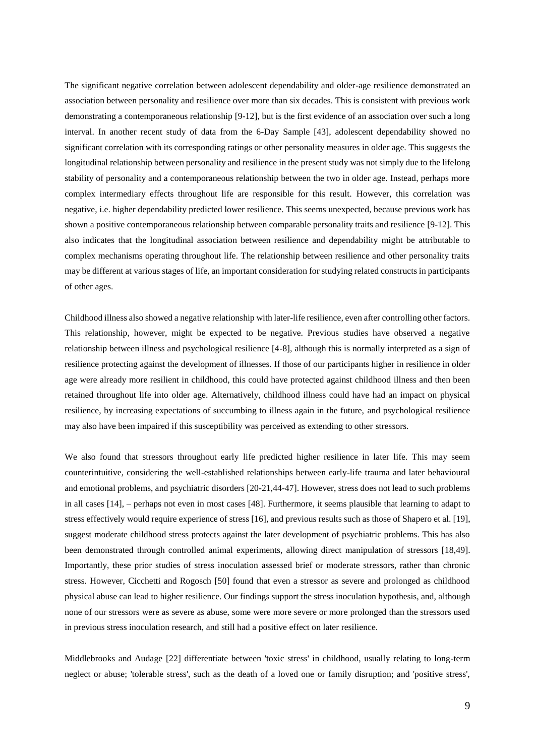The significant negative correlation between adolescent dependability and older-age resilience demonstrated an association between personality and resilience over more than six decades. This is consistent with previous work demonstrating a contemporaneous relationship [9-12], but is the first evidence of an association over such a long interval. In another recent study of data from the 6-Day Sample [43], adolescent dependability showed no significant correlation with its corresponding ratings or other personality measures in older age. This suggests the longitudinal relationship between personality and resilience in the present study was not simply due to the lifelong stability of personality and a contemporaneous relationship between the two in older age. Instead, perhaps more complex intermediary effects throughout life are responsible for this result. However, this correlation was negative, i.e. higher dependability predicted lower resilience. This seems unexpected, because previous work has shown a positive contemporaneous relationship between comparable personality traits and resilience [9-12]. This also indicates that the longitudinal association between resilience and dependability might be attributable to complex mechanisms operating throughout life. The relationship between resilience and other personality traits may be different at various stages of life, an important consideration for studying related constructs in participants of other ages.

Childhood illness also showed a negative relationship with later-life resilience, even after controlling other factors. This relationship, however, might be expected to be negative. Previous studies have observed a negative relationship between illness and psychological resilience [4-8], although this is normally interpreted as a sign of resilience protecting against the development of illnesses. If those of our participants higher in resilience in older age were already more resilient in childhood, this could have protected against childhood illness and then been retained throughout life into older age. Alternatively, childhood illness could have had an impact on physical resilience, by increasing expectations of succumbing to illness again in the future, and psychological resilience may also have been impaired if this susceptibility was perceived as extending to other stressors.

We also found that stressors throughout early life predicted higher resilience in later life. This may seem counterintuitive, considering the well-established relationships between early-life trauma and later behavioural and emotional problems, and psychiatric disorders [20-21,44-47]. However, stress does not lead to such problems in all cases [14], – perhaps not even in most cases [48]. Furthermore, it seems plausible that learning to adapt to stress effectively would require experience of stress [16], and previous results such as those of Shapero et al. [19], suggest moderate childhood stress protects against the later development of psychiatric problems. This has also been demonstrated through controlled animal experiments, allowing direct manipulation of stressors [18,49]. Importantly, these prior studies of stress inoculation assessed brief or moderate stressors, rather than chronic stress. However, Cicchetti and Rogosch [50] found that even a stressor as severe and prolonged as childhood physical abuse can lead to higher resilience. Our findings support the stress inoculation hypothesis, and, although none of our stressors were as severe as abuse, some were more severe or more prolonged than the stressors used in previous stress inoculation research, and still had a positive effect on later resilience.

Middlebrooks and Audage [22] differentiate between 'toxic stress' in childhood, usually relating to long-term neglect or abuse; 'tolerable stress', such as the death of a loved one or family disruption; and 'positive stress',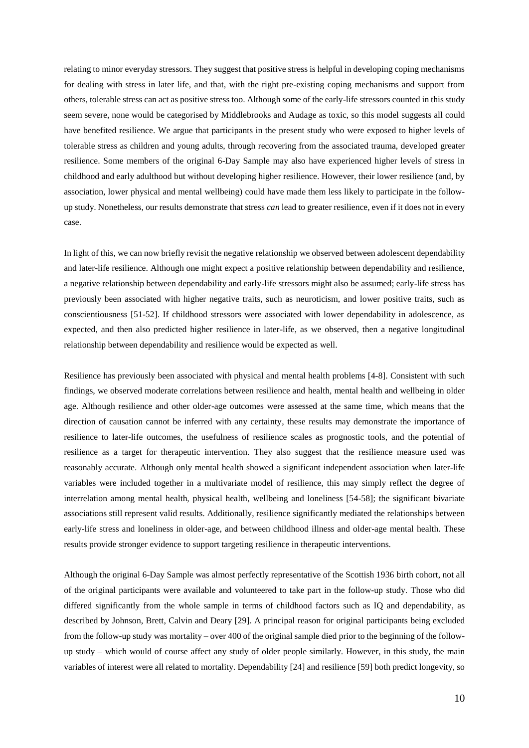relating to minor everyday stressors. They suggest that positive stress is helpful in developing coping mechanisms for dealing with stress in later life, and that, with the right pre-existing coping mechanisms and support from others, tolerable stress can act as positive stress too. Although some of the early-life stressors counted in this study seem severe, none would be categorised by Middlebrooks and Audage as toxic, so this model suggests all could have benefited resilience. We argue that participants in the present study who were exposed to higher levels of tolerable stress as children and young adults, through recovering from the associated trauma, developed greater resilience. Some members of the original 6-Day Sample may also have experienced higher levels of stress in childhood and early adulthood but without developing higher resilience. However, their lower resilience (and, by association, lower physical and mental wellbeing) could have made them less likely to participate in the follow-up study. Nonetheless, our results demonstrate that stress *can* lead to greater resilience, even if it does not in every case.

In light of this, we can now briefly revisit the negative relationship we observed between adolescent dependability and later-life resilience. Although one might expect a positive relationship between dependability and resilience, a negative relationship between dependability and early-life stressors might also be assumed; early-life stress has previously been associated with higher negative traits, such as neuroticism, and lower positive traits, such as conscientiousness [51-52]. If childhood stressors were associated with lower dependability in adolescence, as expected, and then also predicted higher resilience in later-life, as we observed, then a negative longitudinal relationship between dependability and resilience would be expected as well.

Resilience has previously been associated with physical and mental health problems [4-8]. Consistent with such findings, we observed moderate correlations between resilience and health, mental health and wellbeing in older age. Although resilience and other older-age outcomes were assessed at the same time, which means that the direction of causation cannot be inferred with any certainty, these results may demonstrate the importance of resilience to later-life outcomes, the usefulness of resilience scales as prognostic tools, and the potential of resilience as a target for therapeutic intervention. They also suggest that the resilience measure used was reasonably accurate. Although only mental health showed a significant independent association when later-life variables were included together in a multivariate model of resilience, this may simply reflect the degree of interrelation among mental health, physical health, wellbeing and loneliness [54-58]; the significant bivariate associations still represent valid results. Additionally, resilience significantly mediated the relationships between early-life stress and loneliness in older-age, and between childhood illness and older-age mental health. These results provide stronger evidence to support targeting resilience in therapeutic interventions.

Although the original 6-Day Sample was almost perfectly representative of the Scottish 1936 birth cohort, not all of the original participants were available and volunteered to take part in the follow-up study. Those who did differed significantly from the whole sample in terms of childhood factors such as IQ and dependability, as described by Johnson, Brett, Calvin and Deary [29]. A principal reason for original participants being excluded from the follow-up study was mortality – over 400 of the original sample died prior to the beginning of the follow-up study – which would of course affect any study of older people similarly. However, in this study, the main variables of interest were all related to mortality. Dependability [24] and resilience [59] both predict longevity, so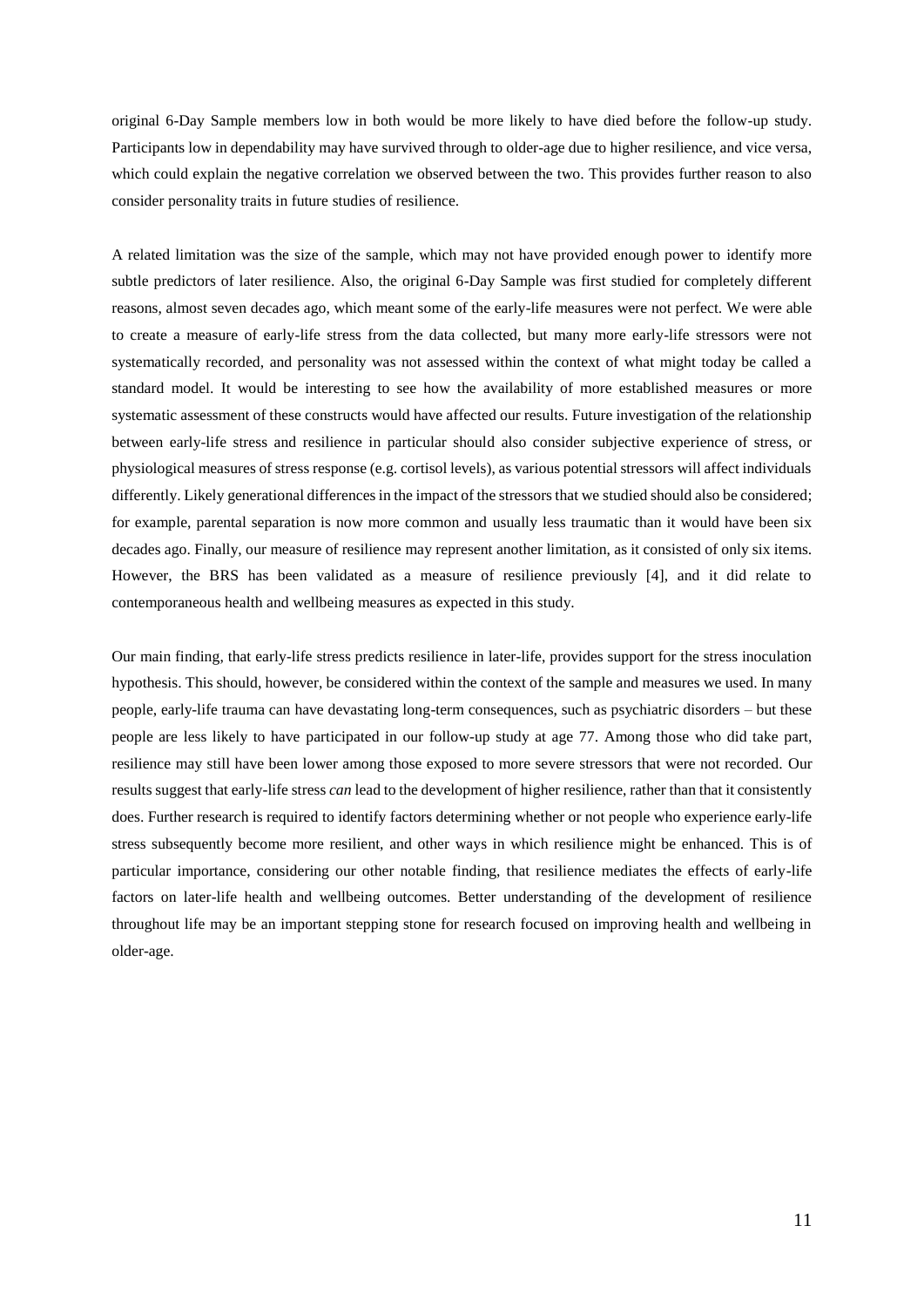original 6-Day Sample members low in both would be more likely to have died before the follow-up study. Participants low in dependability may have survived through to older-age due to higher resilience, and vice versa, which could explain the negative correlation we observed between the two. This provides further reason to also consider personality traits in future studies of resilience.

A related limitation was the size of the sample, which may not have provided enough power to identify more subtle predictors of later resilience. Also, the original 6-Day Sample was first studied for completely different reasons, almost seven decades ago, which meant some of the early-life measures were not perfect. We were able to create a measure of early-life stress from the data collected, but many more early-life stressors were not systematically recorded, and personality was not assessed within the context of what might today be called a standard model. It would be interesting to see how the availability of more established measures or more systematic assessment of these constructs would have affected our results. Future investigation of the relationship between early-life stress and resilience in particular should also consider subjective experience of stress, or physiological measures of stress response (e.g. cortisol levels), as various potential stressors will affect individuals differently. Likely generational differences in the impact of the stressors that we studied should also be considered; for example, parental separation is now more common and usually less traumatic than it would have been six decades ago. Finally, our measure of resilience may represent another limitation, as it consisted of only six items. However, the BRS has been validated as a measure of resilience previously [4], and it did relate to contemporaneous health and wellbeing measures as expected in this study.

Our main finding, that early-life stress predicts resilience in later-life, provides support for the stress inoculation hypothesis. This should, however, be considered within the context of the sample and measures we used. In many people, early-life trauma can have devastating long-term consequences, such as psychiatric disorders – but these people are less likely to have participated in our follow-up study at age 77. Among those who did take part, resilience may still have been lower among those exposed to more severe stressors that were not recorded. Our results suggest that early-life stress *can* lead to the development of higher resilience, rather than that it consistently does. Further research is required to identify factors determining whether or not people who experience early-life stress subsequently become more resilient, and other ways in which resilience might be enhanced. This is of particular importance, considering our other notable finding, that resilience mediates the effects of early-life factors on later-life health and wellbeing outcomes. Better understanding of the development of resilience throughout life may be an important stepping stone for research focused on improving health and wellbeing in older-age.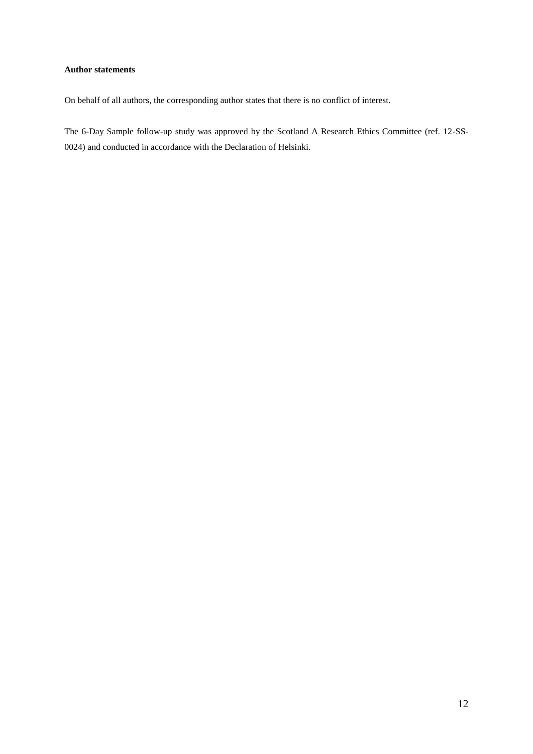**Author statements**

On behalf of all authors, the corresponding author states that there is no conflict of interest.

The 6-Day Sample follow-up study was approved by the Scotland A Research Ethics Committee (ref. 12-SS-0024) and conducted in accordance with the Declaration of Helsinki.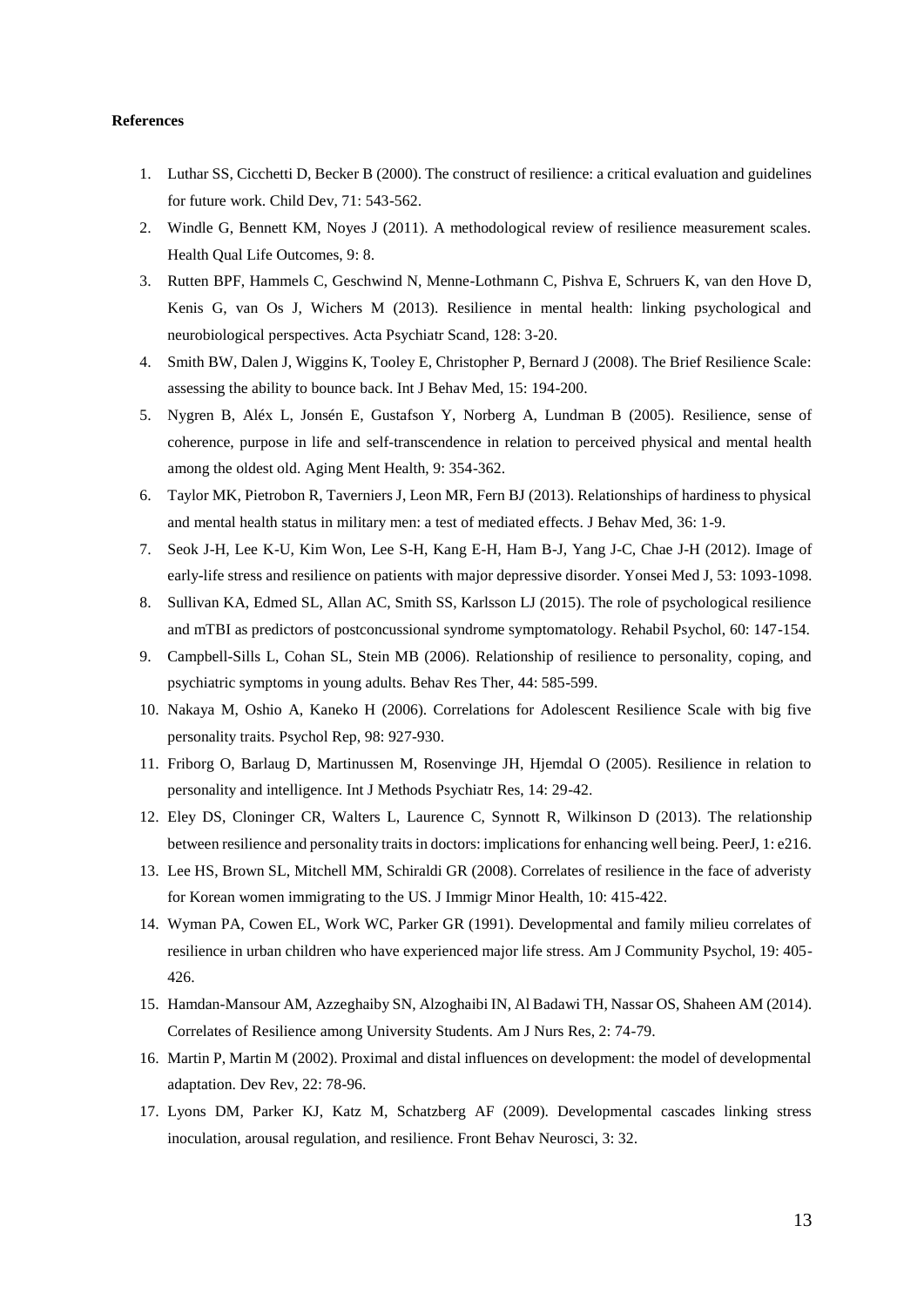**References**

1. Luthar SS, Cicchetti D, Becker B (2000). The construct of resilience: a critical evaluation and guidelines for future work. Child Dev, 71: 543-562.
2. Windle G, Bennett KM, Noyes J (2011). A methodological review of resilience measurement scales. Health Qual Life Outcomes, 9: 8.
3. Rutten BPF, Hammels C, Geschwind N, Menne-Lothmann C, Pishva E, Schruers K, van den Hove D, Kenis G, van Os J, Wichers M (2013). Resilience in mental health: linking psychological and neurobiological perspectives. Acta Psychiatr Scand, 128: 3-20.
4. Smith BW, Dalen J, Wiggins K, Tooley E, Christopher P, Bernard J (2008). The Brief Resilience Scale: assessing the ability to bounce back. Int J Behav Med, 15: 194-200.
5. Nygren B, Aléx L, Jonsén E, Gustafson Y, Norberg A, Lundman B (2005). Resilience, sense of coherence, purpose in life and self-transcendence in relation to perceived physical and mental health among the oldest old. Aging Ment Health, 9: 354-362.
6. Taylor MK, Pietrobon R, Taverniers J, Leon MR, Fern BJ (2013). Relationships of hardiness to physical and mental health status in military men: a test of mediated effects. J Behav Med, 36: 1-9.
7. Seok J-H, Lee K-U, Kim Won, Lee S-H, Kang E-H, Ham B-J, Yang J-C, Chae J-H (2012). Image of early-life stress and resilience on patients with major depressive disorder. Yonsei Med J, 53: 1093-1098.
8. Sullivan KA, Edmed SL, Allan AC, Smith SS, Karlsson LJ (2015). The role of psychological resilience and mTBI as predictors of postconcussional syndrome symptomatology. Rehabil Psychol, 60: 147-154.
9. Campbell-Sills L, Cohan SL, Stein MB (2006). Relationship of resilience to personality, coping, and psychiatric symptoms in young adults. Behav Res Ther, 44: 585-599.
10. Nakaya M, Oshio A, Kaneko H (2006). Correlations for Adolescent Resilience Scale with big five personality traits. Psychol Rep, 98: 927-930.
11. Friborg O, Barlaug D, Martinussen M, Rosenvinge JH, Hjemdal O (2005). Resilience in relation to personality and intelligence. Int J Methods Psychiatr Res, 14: 29-42.
12. Eley DS, Cloninger CR, Walters L, Laurence C, Synnott R, Wilkinson D (2013). The relationship between resilience and personality traits in doctors: implications for enhancing well being. PeerJ, 1: e216.
13. Lee HS, Brown SL, Mitchell MM, Schiraldi GR (2008). Correlates of resilience in the face of adveristy for Korean women immigrating to the US. J Immigr Minor Health, 10: 415-422.
14. Wyman PA, Cowen EL, Work WC, Parker GR (1991). Developmental and family milieu correlates of resilience in urban children who have experienced major life stress. Am J Community Psychol, 19: 405-426.
15. Hamdan-Mansour AM, Azzeghaiby SN, Alzoghaibi IN, Al Badawi TH, Nassar OS, Shaheen AM (2014). Correlates of Resilience among University Students. Am J Nurs Res, 2: 74-79.
16. Martin P, Martin M (2002). Proximal and distal influences on development: the model of developmental adaptation. Dev Rev, 22: 78-96.
17. Lyons DM, Parker KJ, Katz M, Schatzberg AF (2009). Developmental cascades linking stress inoculation, arousal regulation, and resilience. Front Behav Neurosci, 3: 32.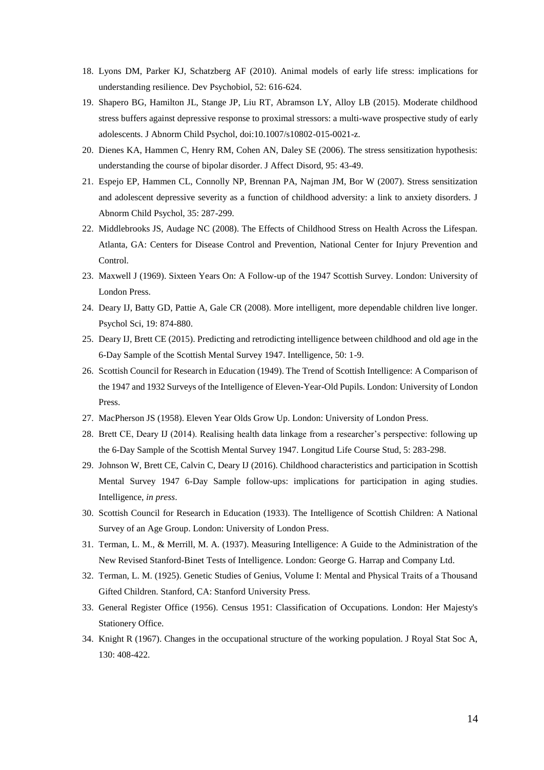18. Lyons DM, Parker KJ, Schatzberg AF (2010). Animal models of early life stress: implications for understanding resilience. Dev Psychobiol, 52: 616-624.
19. Shapero BG, Hamilton JL, Stange JP, Liu RT, Abramson LY, Alloy LB (2015). Moderate childhood stress buffers against depressive response to proximal stressors: a multi-wave prospective study of early adolescents. J Abnorm Child Psychol, doi:10.1007/s10802-015-0021-z.
20. Dienes KA, Hammen C, Henry RM, Cohen AN, Daley SE (2006). The stress sensitization hypothesis: understanding the course of bipolar disorder. J Affect Disord, 95: 43-49.
21. Espejo EP, Hammen CL, Connolly NP, Brennan PA, Najman JM, Bor W (2007). Stress sensitization and adolescent depressive severity as a function of childhood adversity: a link to anxiety disorders. J Abnorm Child Psychol, 35: 287-299.
22. Middlebrooks JS, Audage NC (2008). The Effects of Childhood Stress on Health Across the Lifespan. Atlanta, GA: Centers for Disease Control and Prevention, National Center for Injury Prevention and Control.
23. Maxwell J (1969). Sixteen Years On: A Follow-up of the 1947 Scottish Survey. London: University of London Press.
24. Deary IJ, Batty GD, Pattie A, Gale CR (2008). More intelligent, more dependable children live longer. Psychol Sci, 19: 874-880.
25. Deary IJ, Brett CE (2015). Predicting and retrodicting intelligence between childhood and old age in the 6-Day Sample of the Scottish Mental Survey 1947. Intelligence, 50: 1-9.
26. Scottish Council for Research in Education (1949). The Trend of Scottish Intelligence: A Comparison of the 1947 and 1932 Surveys of the Intelligence of Eleven-Year-Old Pupils. London: University of London Press.
27. MacPherson JS (1958). Eleven Year Olds Grow Up. London: University of London Press.
28. Brett CE, Deary IJ (2014). Realising health data linkage from a researcher's perspective: following up the 6-Day Sample of the Scottish Mental Survey 1947. Longitud Life Course Stud, 5: 283-298.
29. Johnson W, Brett CE, Calvin C, Deary IJ (2016). Childhood characteristics and participation in Scottish Mental Survey 1947 6-Day Sample follow-ups: implications for participation in aging studies. Intelligence, *in press*.
30. Scottish Council for Research in Education (1933). The Intelligence of Scottish Children: A National Survey of an Age Group. London: University of London Press.
31. Terman, L. M., & Merrill, M. A. (1937). Measuring Intelligence: A Guide to the Administration of the New Revised Stanford-Binet Tests of Intelligence. London: George G. Harrap and Company Ltd.
32. Terman, L. M. (1925). Genetic Studies of Genius, Volume I: Mental and Physical Traits of a Thousand Gifted Children. Stanford, CA: Stanford University Press.
33. General Register Office (1956). Census 1951: Classification of Occupations. London: Her Majesty's Stationery Office.
34. Knight R (1967). Changes in the occupational structure of the working population. J Royal Stat Soc A, 130: 408-422.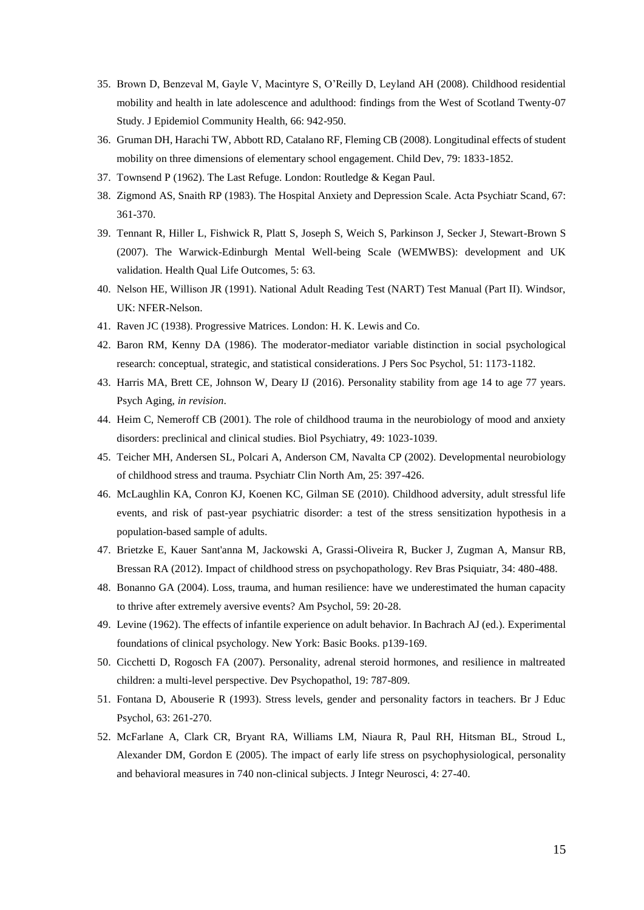35. Brown D, Benzeval M, Gayle V, Macintyre S, O'Reilly D, Leyland AH (2008). Childhood residential mobility and health in late adolescence and adulthood: findings from the West of Scotland Twenty-07 Study. J Epidemiol Community Health, 66: 942-950.
36. Gruman DH, Harachi TW, Abbott RD, Catalano RF, Fleming CB (2008). Longitudinal effects of student mobility on three dimensions of elementary school engagement. Child Dev, 79: 1833-1852.
37. Townsend P (1962). The Last Refuge. London: Routledge & Kegan Paul.
38. Zigmond AS, Snaith RP (1983). The Hospital Anxiety and Depression Scale. Acta Psychiatr Scand, 67: 361-370.
39. Tennant R, Hiller L, Fishwick R, Platt S, Joseph S, Weich S, Parkinson J, Secker J, Stewart-Brown S (2007). The Warwick-Edinburgh Mental Well-being Scale (WEMWBS): development and UK validation. Health Qual Life Outcomes, 5: 63.
40. Nelson HE, Willison JR (1991). National Adult Reading Test (NART) Test Manual (Part II). Windsor, UK: NFER-Nelson.
41. Raven JC (1938). Progressive Matrices. London: H. K. Lewis and Co.
42. Baron RM, Kenny DA (1986). The moderator-mediator variable distinction in social psychological research: conceptual, strategic, and statistical considerations. J Pers Soc Psychol, 51: 1173-1182.
43. Harris MA, Brett CE, Johnson W, Deary IJ (2016). Personality stability from age 14 to age 77 years. Psych Aging, *in revision*.
44. Heim C, Nemeroff CB (2001). The role of childhood trauma in the neurobiology of mood and anxiety disorders: preclinical and clinical studies. Biol Psychiatry, 49: 1023-1039.
45. Teicher MH, Andersen SL, Polcari A, Anderson CM, Navalta CP (2002). Developmental neurobiology of childhood stress and trauma. Psychiatr Clin North Am, 25: 397-426.
46. McLaughlin KA, Conron KJ, Koenen KC, Gilman SE (2010). Childhood adversity, adult stressful life events, and risk of past-year psychiatric disorder: a test of the stress sensitization hypothesis in a population-based sample of adults.
47. Brietzke E, Kauer Sant'anna M, Jackowski A, Grassi-Oliveira R, Bucker J, Zugman A, Mansur RB, Bressan RA (2012). Impact of childhood stress on psychopathology. Rev Bras Psiquiatr, 34: 480-488.
48. Bonanno GA (2004). Loss, trauma, and human resilience: have we underestimated the human capacity to thrive after extremely aversive events? Am Psychol, 59: 20-28.
49. Levine (1962). The effects of infantile experience on adult behavior. In Bachrach AJ (ed.). Experimental foundations of clinical psychology. New York: Basic Books. p139-169.
50. Cicchetti D, Rogosch FA (2007). Personality, adrenal steroid hormones, and resilience in maltreated children: a multi-level perspective. Dev Psychopathol, 19: 787-809.
51. Fontana D, Abouserie R (1993). Stress levels, gender and personality factors in teachers. Br J Educ Psychol, 63: 261-270.
52. McFarlane A, Clark CR, Bryant RA, Williams LM, Niaura R, Paul RH, Hitsman BL, Stroud L, Alexander DM, Gordon E (2005). The impact of early life stress on psychophysiological, personality and behavioral measures in 740 non-clinical subjects. J Integr Neurosci, 4: 27-40.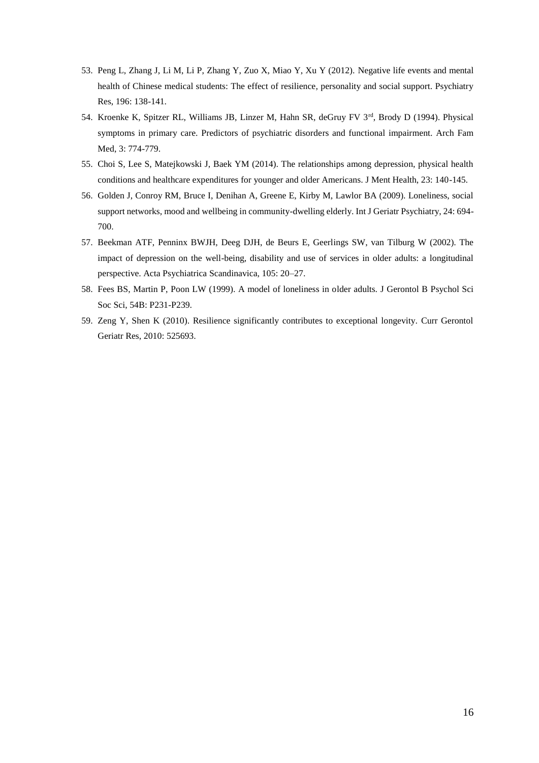53. Peng L, Zhang J, Li M, Li P, Zhang Y, Zuo X, Miao Y, Xu Y (2012). Negative life events and mental health of Chinese medical students: The effect of resilience, personality and social support. Psychiatry Res, 196: 138-141.
54. Kroenke K, Spitzer RL, Williams JB, Linzer M, Hahn SR, deGruy FV 3rd, Brody D (1994). Physical symptoms in primary care. Predictors of psychiatric disorders and functional impairment. Arch Fam Med, 3: 774-779.
55. Choi S, Lee S, Matejkowski J, Baek YM (2014). The relationships among depression, physical health conditions and healthcare expenditures for younger and older Americans. J Ment Health, 23: 140-145.
56. Golden J, Conroy RM, Bruce I, Denihan A, Greene E, Kirby M, Lawlor BA (2009). Loneliness, social support networks, mood and wellbeing in community-dwelling elderly. Int J Geriatr Psychiatry, 24: 694-700.
57. Beekman ATF, Penninx BWJH, Deeg DJH, de Beurs E, Geerlings SW, van Tilburg W (2002). The impact of depression on the well-being, disability and use of services in older adults: a longitudinal perspective. Acta Psychiatrica Scandinavica, 105: 20–27.
58. Fees BS, Martin P, Poon LW (1999). A model of loneliness in older adults. J Gerontol B Psychol Sci Soc Sci, 54B: P231-P239.
59. Zeng Y, Shen K (2010). Resilience significantly contributes to exceptional longevity. Curr Gerontol Geriatr Res, 2010: 525693.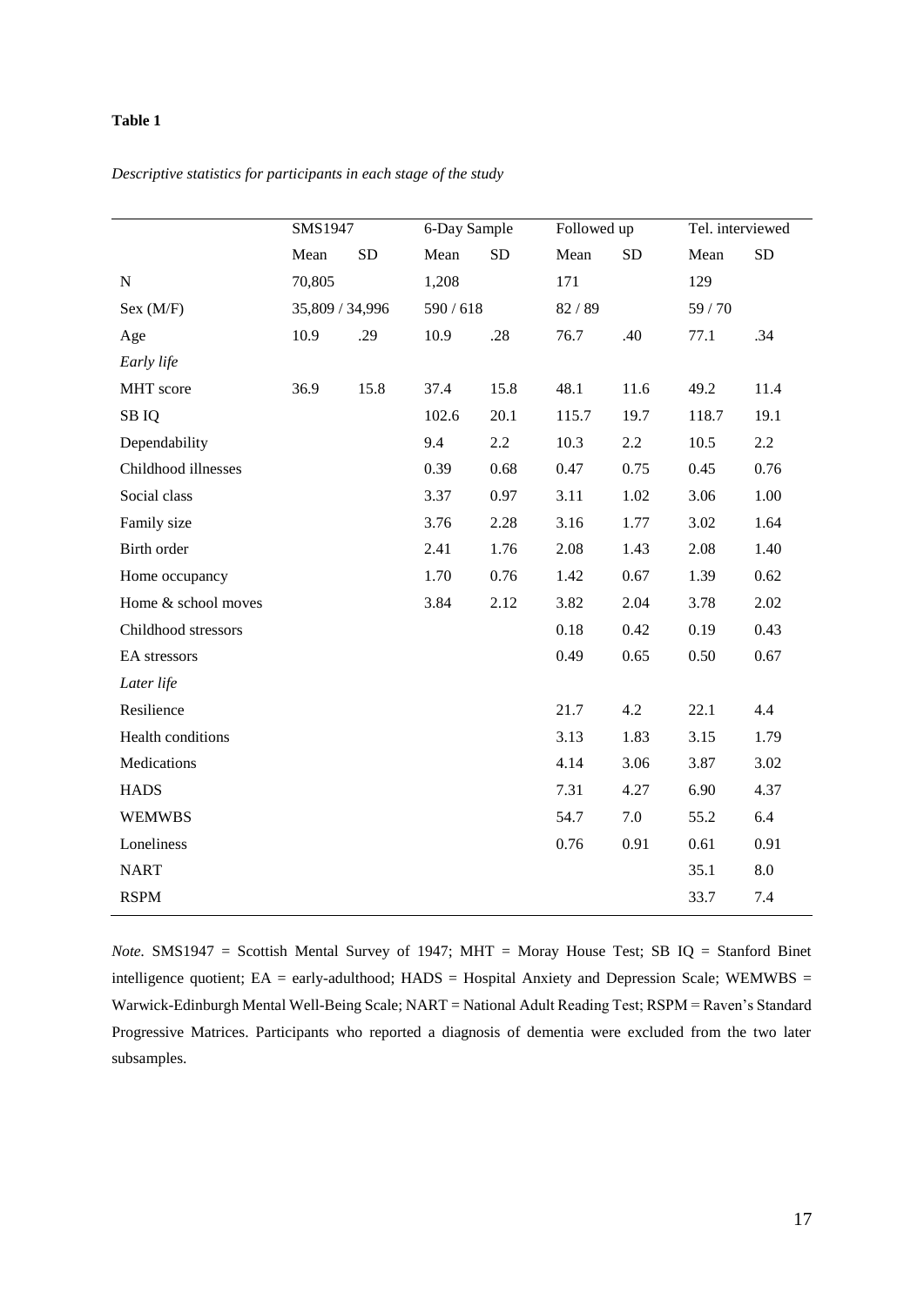**Table 1**

*Descriptive statistics for participants in each stage of the study*

| | SMS1947 | | 6-Day Sample | | Followed up | | Tel. interviewed | |
|---|---|---|---|---|---|---|---|---|
| | Mean | SD | Mean | SD | Mean | SD | Mean | SD |
| N | 70,805 | | 1,208 | | 171 | | 129 | |
| Sex (M/F) | 35,809 / 34,996 | | 590 / 618 | | 82 / 89 | | 59 / 70 | |
| Age | 10.9 | .29 | 10.9 | .28 | 76.7 | .40 | 77.1 | .34 |
| *Early life* | | | | | | | | |
| MHT score | 36.9 | 15.8 | 37.4 | 15.8 | 48.1 | 11.6 | 49.2 | 11.4 |
| SB IQ | | | 102.6 | 20.1 | 115.7 | 19.7 | 118.7 | 19.1 |
| Dependability | | | 9.4 | 2.2 | 10.3 | 2.2 | 10.5 | 2.2 |
| Childhood illnesses | | | 0.39 | 0.68 | 0.47 | 0.75 | 0.45 | 0.76 |
| Social class | | | 3.37 | 0.97 | 3.11 | 1.02 | 3.06 | 1.00 |
| Family size | | | 3.76 | 2.28 | 3.16 | 1.77 | 3.02 | 1.64 |
| Birth order | | | 2.41 | 1.76 | 2.08 | 1.43 | 2.08 | 1.40 |
| Home occupancy | | | 1.70 | 0.76 | 1.42 | 0.67 | 1.39 | 0.62 |
| Home & school moves | | | 3.84 | 2.12 | 3.82 | 2.04 | 3.78 | 2.02 |
| Childhood stressors | | | | | 0.18 | 0.42 | 0.19 | 0.43 |
| EA stressors | | | | | 0.49 | 0.65 | 0.50 | 0.67 |
| *Later life* | | | | | | | | |
| Resilience | | | | | 21.7 | 4.2 | 22.1 | 4.4 |
| Health conditions | | | | | 3.13 | 1.83 | 3.15 | 1.79 |
| Medications | | | | | 4.14 | 3.06 | 3.87 | 3.02 |
| HADS | | | | | 7.31 | 4.27 | 6.90 | 4.37 |
| WEMWBS | | | | | 54.7 | 7.0 | 55.2 | 6.4 |
| Loneliness | | | | | 0.76 | 0.91 | 0.61 | 0.91 |
| NART | | | | | | | 35.1 | 8.0 |
| RSPM | | | | | | | 33.7 | 7.4 |

*Note*. SMS1947 = Scottish Mental Survey of 1947; MHT = Moray House Test; SB IQ = Stanford Binet intelligence quotient; EA = early-adulthood; HADS = Hospital Anxiety and Depression Scale; WEMWBS = Warwick-Edinburgh Mental Well-Being Scale; NART = National Adult Reading Test; RSPM = Raven's Standard Progressive Matrices. Participants who reported a diagnosis of dementia were excluded from the two later subsamples.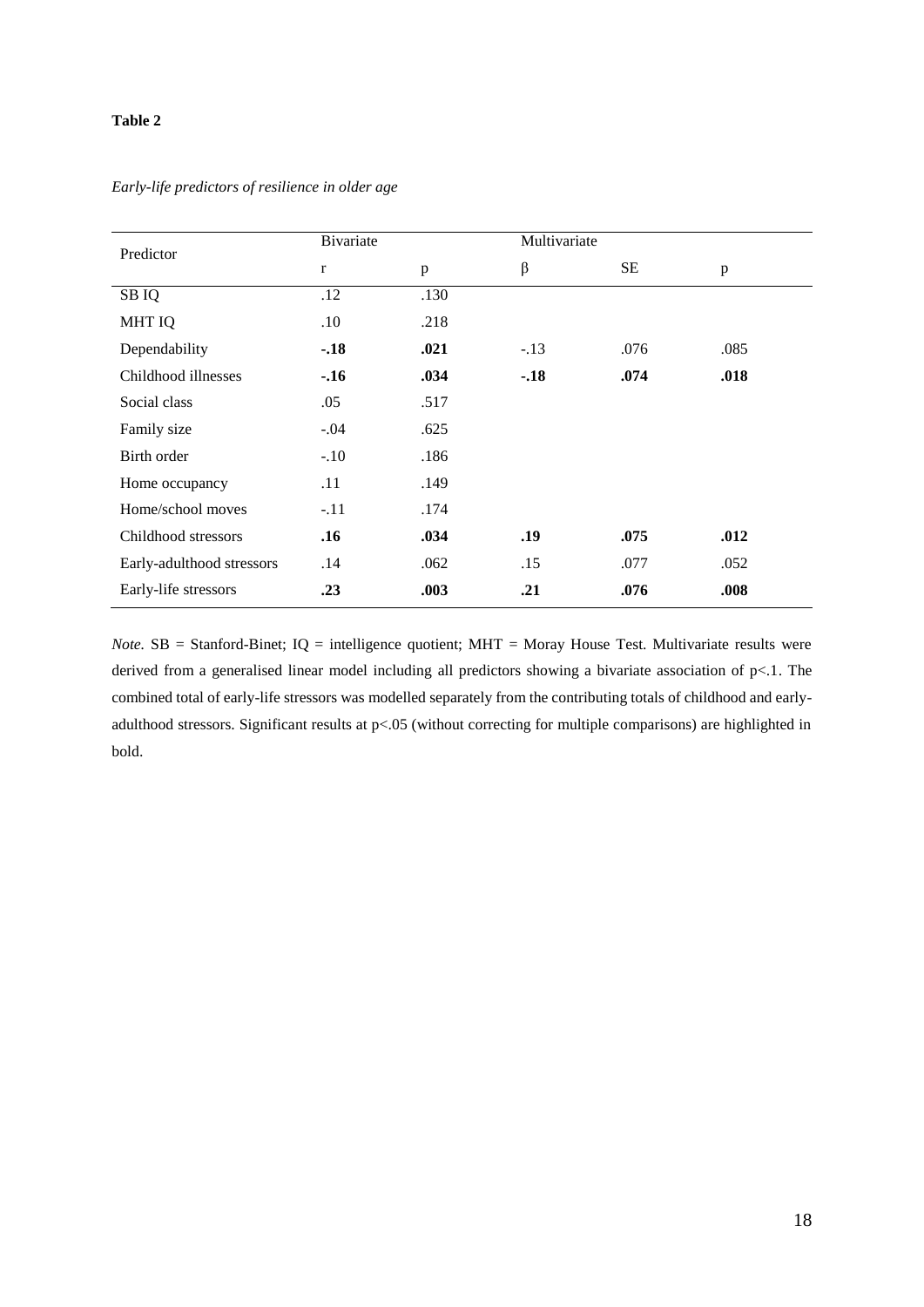**Table 2**

*Early-life predictors of resilience in older age*

| Predictor | Bivariate | | Multivariate | | |
|---|---|---|---|---|---|
| | r | p | β | SE | p |
| SB IQ | .12 | .130 | | | |
| MHT IQ | .10 | .218 | | | |
| Dependability | **-.18** | **.021** | -.13 | .076 | .085 |
| Childhood illnesses | **-.16** | **.034** | **-.18** | **.074** | **.018** |
| Social class | .05 | .517 | | | |
| Family size | -.04 | .625 | | | |
| Birth order | -.10 | .186 | | | |
| Home occupancy | .11 | .149 | | | |
| Home/school moves | -.11 | .174 | | | |
| Childhood stressors | **.16** | **.034** | **.19** | **.075** | **.012** |
| Early-adulthood stressors | .14 | .062 | .15 | .077 | .052 |
| Early-life stressors | **.23** | **.003** | **.21** | **.076** | **.008** |

*Note*. SB = Stanford-Binet; IQ = intelligence quotient; MHT = Moray House Test. Multivariate results were derived from a generalised linear model including all predictors showing a bivariate association of $p<.1$. The combined total of early-life stressors was modelled separately from the contributing totals of childhood and early-adulthood stressors. Significant results at $p<.05$ (without correcting for multiple comparisons) are highlighted in bold.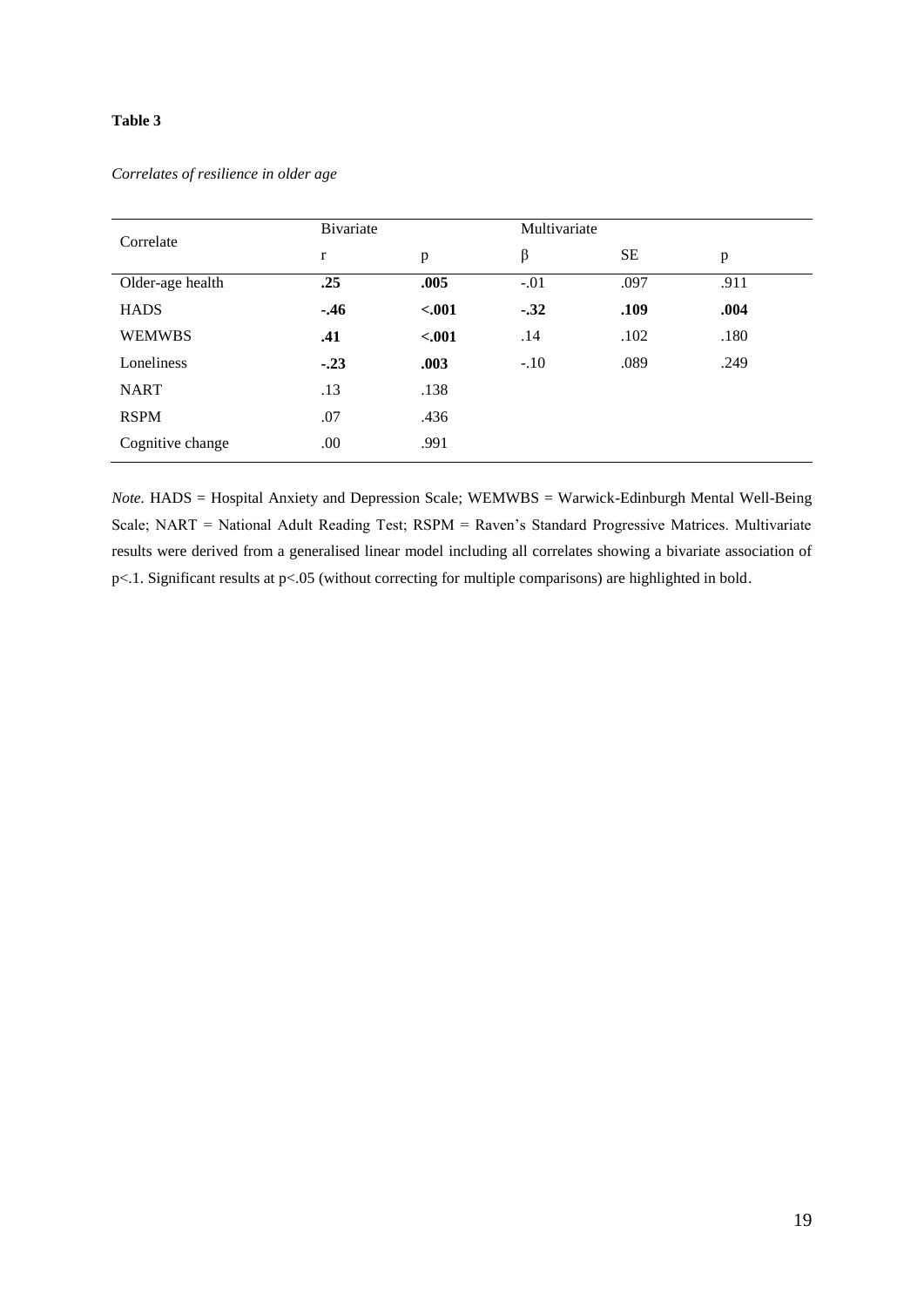**Table 3**

*Correlates of resilience in older age*

| Correlate | Bivariate | | Multivariate | | |
|---|---|---|---|---|---|
| | r | p | β | SE | p |
| Older-age health | **.25** | **.005** | -.01 | .097 | .911 |
| HADS | **-.46** | **<.001** | **-.32** | **.109** | **.004** |
| WEMWBS | **.41** | **<.001** | .14 | .102 | .180 |
| Loneliness | **-.23** | **.003** | -.10 | .089 | .249 |
| NART | .13 | .138 | | | |
| RSPM | .07 | .436 | | | |
| Cognitive change | .00 | .991 | | | |

*Note.* HADS = Hospital Anxiety and Depression Scale; WEMWBS = Warwick-Edinburgh Mental Well-Being Scale; NART = National Adult Reading Test; RSPM = Raven's Standard Progressive Matrices. Multivariate results were derived from a generalised linear model including all correlates showing a bivariate association of $p<.1$. Significant results at $p<.05$ (without correcting for multiple comparisons) are highlighted in bold.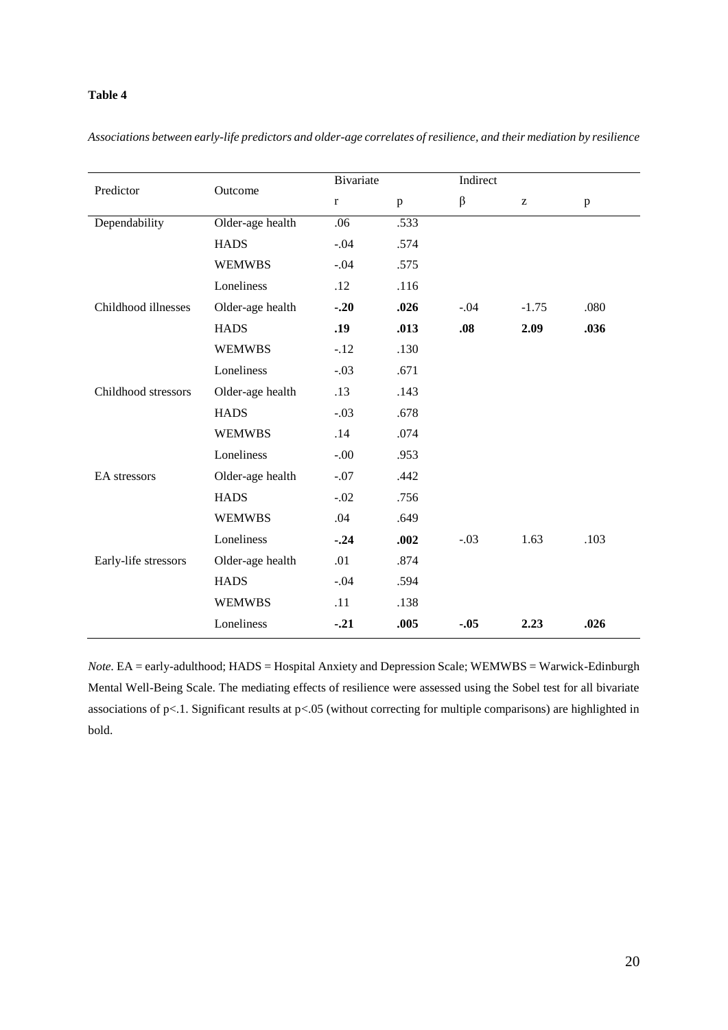**Table 4**

*Associations between early-life predictors and older-age correlates of resilience, and their mediation by resilience*

| Predictor | Outcome | Bivariate | | Indirect | | |
|---|---|---|---|---|---|---|
| | | r | p | β | z | p |
| Dependability | Older-age health | .06 | .533 | | | |
| | HADS | -.04 | .574 | | | |
| | WEMWBS | -.04 | .575 | | | |
| | Loneliness | .12 | .116 | | | |
| Childhood illnesses | Older-age health | **-.20** | **.026** | -.04 | -1.75 | .080 |
| | HADS | **.19** | **.013** | **.08** | **2.09** | **.036** |
| | WEMWBS | -.12 | .130 | | | |
| | Loneliness | -.03 | .671 | | | |
| Childhood stressors | Older-age health | .13 | .143 | | | |
| | HADS | -.03 | .678 | | | |
| | WEMWBS | .14 | .074 | | | |
| | Loneliness | -.00 | .953 | | | |
| EA stressors | Older-age health | -.07 | .442 | | | |
| | HADS | -.02 | .756 | | | |
| | WEMWBS | .04 | .649 | | | |
| | Loneliness | **-.24** | **.002** | -.03 | 1.63 | .103 |
| Early-life stressors | Older-age health | .01 | .874 | | | |
| | HADS | -.04 | .594 | | | |
| | WEMWBS | .11 | .138 | | | |
| | Loneliness | **-.21** | **.005** | **-.05** | **2.23** | **.026** |

*Note.* EA = early-adulthood; HADS = Hospital Anxiety and Depression Scale; WEMWBS = Warwick-Edinburgh Mental Well-Being Scale. The mediating effects of resilience were assessed using the Sobel test for all bivariate associations of $p<.1$. Significant results at $p<.05$ (without correcting for multiple comparisons) are highlighted in bold.